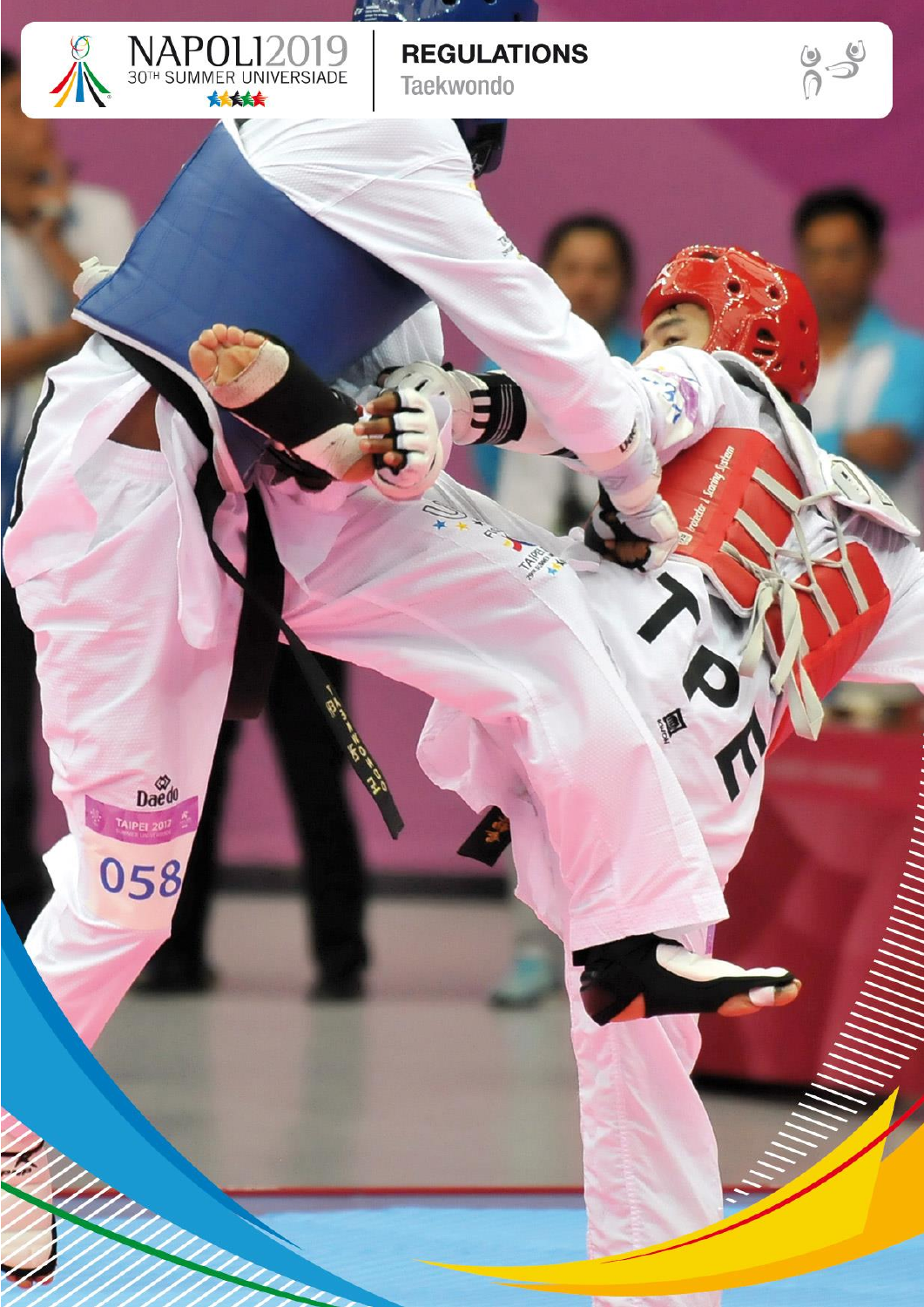NAPOLI2019

30TH SUMMER UNIVERSIADE

# REGULATIONS

## Taekwondo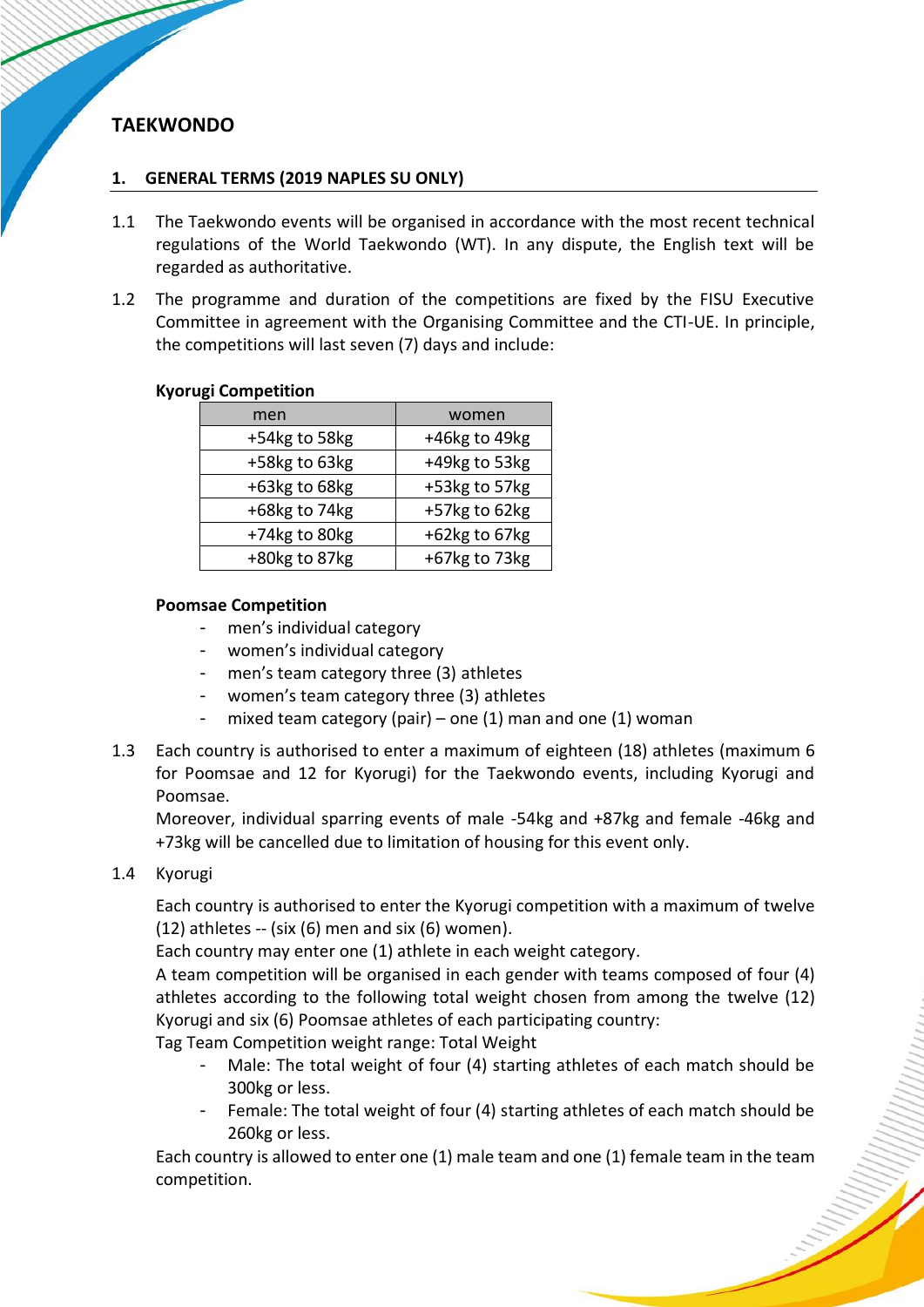# TAEKWONDO

## 1. GENERAL TERMS (2019 NAPLES SU ONLY)

1.1 The Taekwondo events will be organised in accordance with the most recent technical regulations of the World Taekwondo (WT). In any dispute, the English text will be regarded as authoritative.

1.2 The programme and duration of the competitions are fixed by the FISU Executive Committee in agreement with the Organising Committee and the CTI-UE. In principle, the competitions will last seven (7) days and include:

**Kyorugi Competition**

| men | women |
|---|---|
| +54kg to 58kg | +46kg to 49kg |
| +58kg to 63kg | +49kg to 53kg |
| +63kg to 68kg | +53kg to 57kg |
| +68kg to 74kg | +57kg to 62kg |
| +74kg to 80kg | +62kg to 67kg |
| +80kg to 87kg | +67kg to 73kg |

**Poomsae Competition**

- men's individual category
- women's individual category
- men's team category three (3) athletes
- women's team category three (3) athletes
- mixed team category (pair) – one (1) man and one (1) woman

1.3 Each country is authorised to enter a maximum of eighteen (18) athletes (maximum 6 for Poomsae and 12 for Kyorugi) for the Taekwondo events, including Kyorugi and Poomsae.
Moreover, individual sparring events of male -54kg and +87kg and female -46kg and +73kg will be cancelled due to limitation of housing for this event only.

1.4 Kyorugi

Each country is authorised to enter the Kyorugi competition with a maximum of twelve (12) athletes -- (six (6) men and six (6) women).
Each country may enter one (1) athlete in each weight category.
A team competition will be organised in each gender with teams composed of four (4) athletes according to the following total weight chosen from among the twelve (12) Kyorugi and six (6) Poomsae athletes of each participating country:
Tag Team Competition weight range: Total Weight

- Male: The total weight of four (4) starting athletes of each match should be 300kg or less.
- Female: The total weight of four (4) starting athletes of each match should be 260kg or less.

Each country is allowed to enter one (1) male team and one (1) female team in the team competition.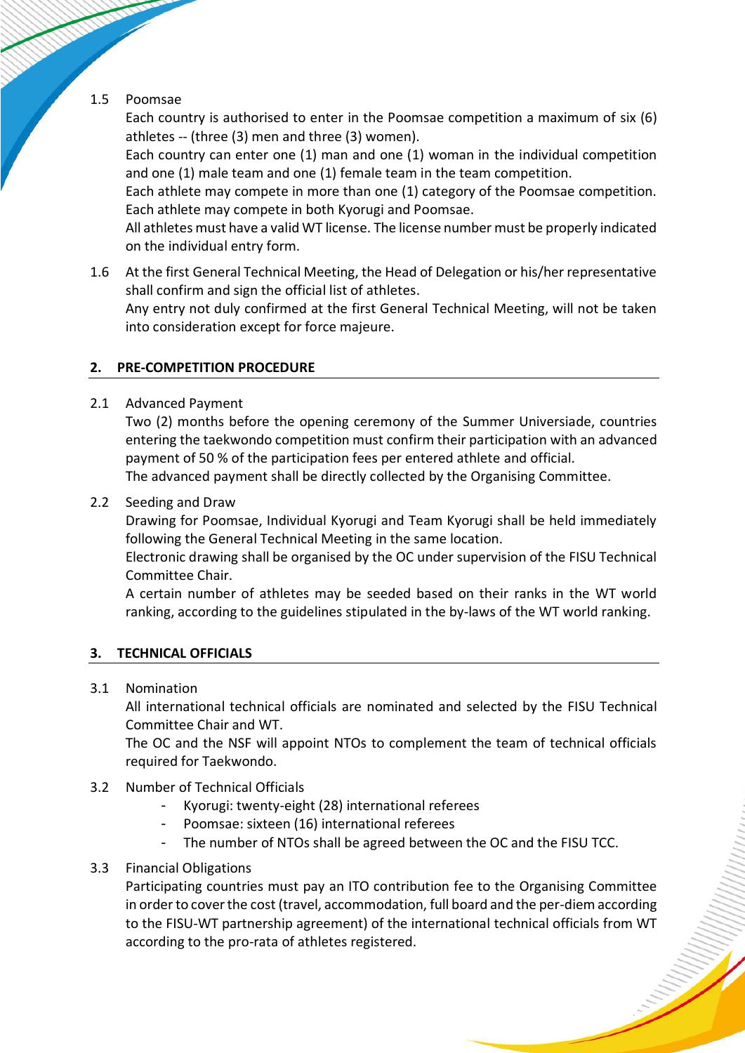1.5 Poomsae

Each country is authorised to enter in the Poomsae competition a maximum of six (6) athletes -- (three (3) men and three (3) women).

Each country can enter one (1) man and one (1) woman in the individual competition and one (1) male team and one (1) female team in the team competition.

Each athlete may compete in more than one (1) category of the Poomsae competition.

Each athlete may compete in both Kyorugi and Poomsae.

All athletes must have a valid WT license. The license number must be properly indicated on the individual entry form.

1.6 At the first General Technical Meeting, the Head of Delegation or his/her representative shall confirm and sign the official list of athletes.

Any entry not duly confirmed at the first General Technical Meeting, will not be taken into consideration except for force majeure.

## 2. PRE-COMPETITION PROCEDURE

2.1 Advanced Payment

Two (2) months before the opening ceremony of the Summer Universiade, countries entering the taekwondo competition must confirm their participation with an advanced payment of 50 % of the participation fees per entered athlete and official.

The advanced payment shall be directly collected by the Organising Committee.

2.2 Seeding and Draw

Drawing for Poomsae, Individual Kyorugi and Team Kyorugi shall be held immediately following the General Technical Meeting in the same location.

Electronic drawing shall be organised by the OC under supervision of the FISU Technical Committee Chair.

A certain number of athletes may be seeded based on their ranks in the WT world ranking, according to the guidelines stipulated in the by-laws of the WT world ranking.

## 3. TECHNICAL OFFICIALS

3.1 Nomination

All international technical officials are nominated and selected by the FISU Technical Committee Chair and WT.

The OC and the NSF will appoint NTOs to complement the team of technical officials required for Taekwondo.

3.2 Number of Technical Officials

- Kyorugi: twenty-eight (28) international referees
- Poomsae: sixteen (16) international referees
- The number of NTOs shall be agreed between the OC and the FISU TCC.

3.3 Financial Obligations

Participating countries must pay an ITO contribution fee to the Organising Committee in order to cover the cost (travel, accommodation, full board and the per-diem according to the FISU-WT partnership agreement) of the international technical officials from WT according to the pro-rata of athletes registered.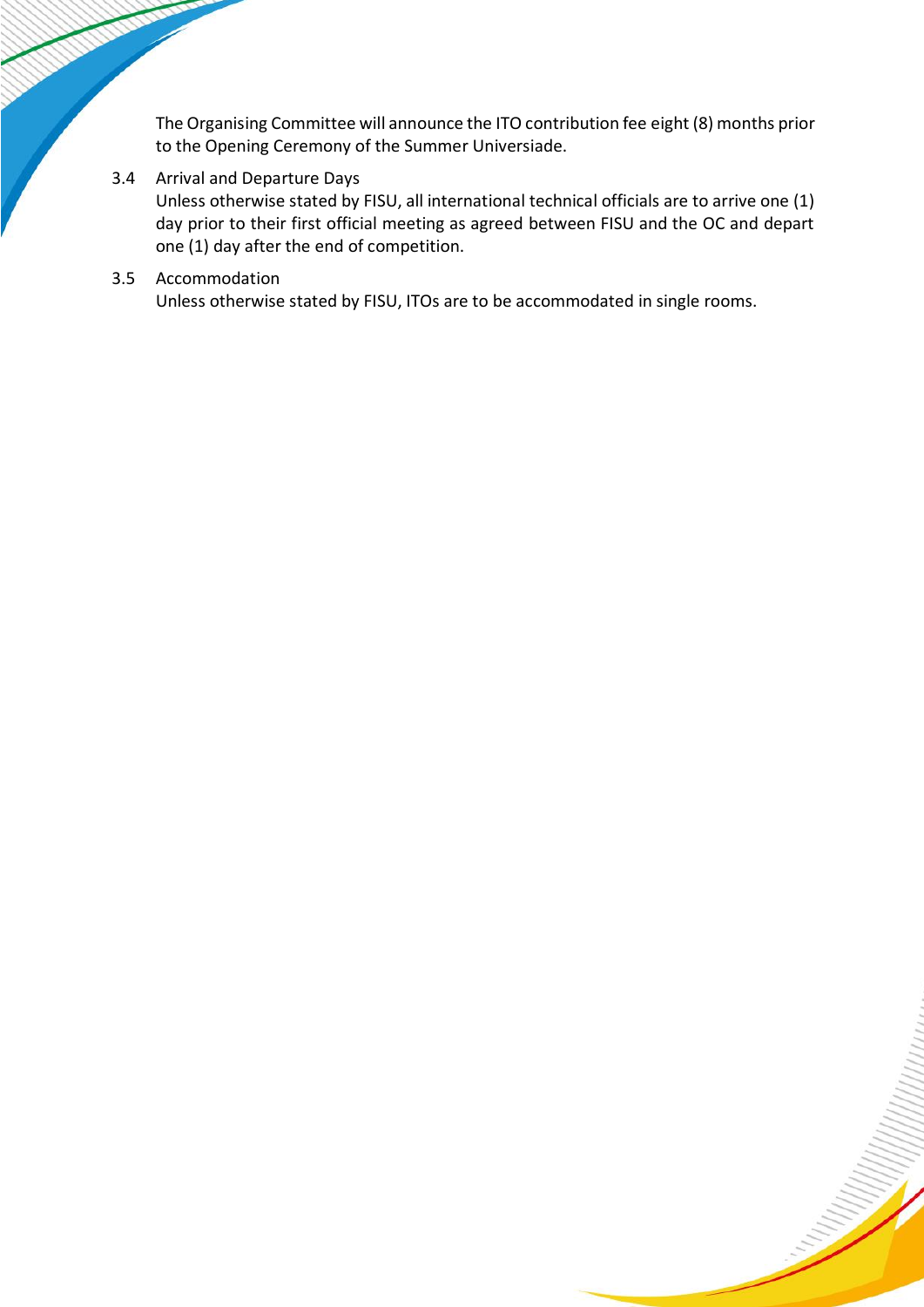The Organising Committee will announce the ITO contribution fee eight (8) months prior to the Opening Ceremony of the Summer Universiade.

### 3.4 Arrival and Departure Days

Unless otherwise stated by FISU, all international technical officials are to arrive one (1) day prior to their first official meeting as agreed between FISU and the OC and depart one (1) day after the end of competition.

### 3.5 Accommodation

Unless otherwise stated by FISU, ITOs are to be accommodated in single rooms.